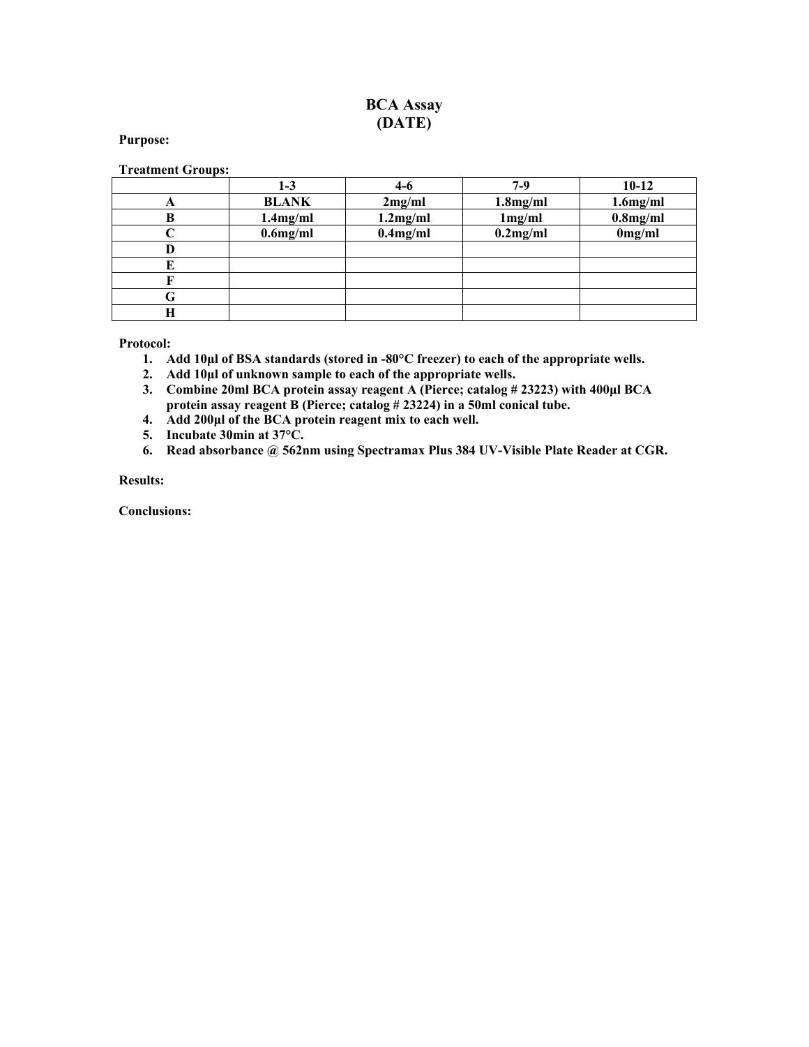# BCA Assay
## (DATE)

**Purpose:**

**Treatment Groups:**

| | 1-3 | 4-6 | 7-9 | 10-12 |
|---|---|---|---|---|
| A | BLANK | 2mg/ml | 1.8mg/ml | 1.6mg/ml |
| B | 1.4mg/ml | 1.2mg/ml | 1mg/ml | 0.8mg/ml |
| C | 0.6mg/ml | 0.4mg/ml | 0.2mg/ml | 0mg/ml |
| D | | | | |
| E | | | | |
| F | | | | |
| G | | | | |
| H | | | | |

**Protocol:**

1. **Add 10µl of BSA standards (stored in -80°C freezer) to each of the appropriate wells.**
2. **Add 10µl of unknown sample to each of the appropriate wells.**
3. **Combine 20ml BCA protein assay reagent A (Pierce; catalog # 23223) with 400µl BCA protein assay reagent B (Pierce; catalog # 23224) in a 50ml conical tube.**
4. **Add 200µl of the BCA protein reagent mix to each well.**
5. **Incubate 30min at 37°C.**
6. **Read absorbance @ 562nm using Spectramax Plus 384 UV-Visible Plate Reader at CGR.**

**Results:**

**Conclusions:**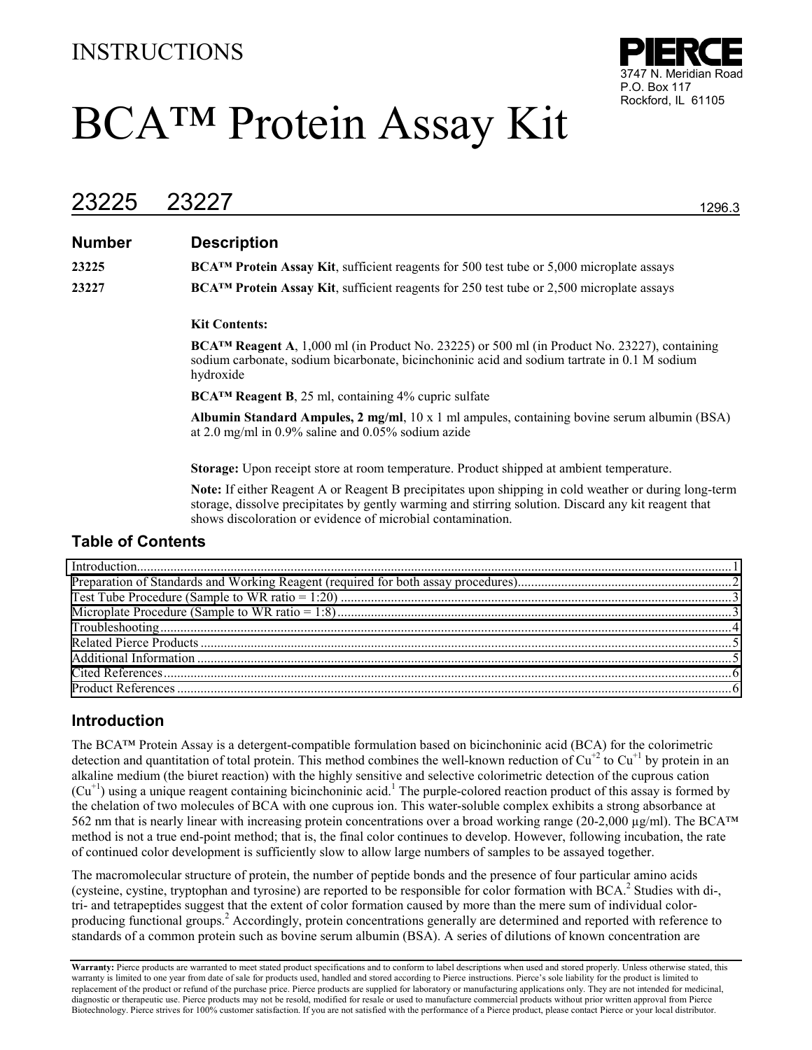# INSTRUCTIONS

**PIERCE**
3747 N. Meridian Road
P.O. Box 117
Rockford, IL 61105

# BCA™ Protein Assay Kit

## 23225 23227

1296.3

| Number | Description |
|---|---|
| **23225** | **BCA™ Protein Assay Kit**, sufficient reagents for 500 test tube or 5,000 microplate assays |
| **23227** | **BCA™ Protein Assay Kit**, sufficient reagents for 250 test tube or 2,500 microplate assays |

**Kit Contents:**

**BCA™ Reagent A**, 1,000 ml (in Product No. 23225) or 500 ml (in Product No. 23227), containing sodium carbonate, sodium bicarbonate, bicinchoninic acid and sodium tartrate in 0.1 M sodium hydroxide

**BCA™ Reagent B**, 25 ml, containing 4% cupric sulfate

**Albumin Standard Ampules, 2 mg/ml**, 10 x 1 ml ampules, containing bovine serum albumin (BSA) at 2.0 mg/ml in 0.9% saline and 0.05% sodium azide

**Storage:** Upon receipt store at room temperature. Product shipped at ambient temperature.

**Note:** If either Reagent A or Reagent B precipitates upon shipping in cold weather or during long-term storage, dissolve precipitates by gently warming and stirring solution. Discard any kit reagent that shows discoloration or evidence of microbial contamination.

## Table of Contents

| | |
|---|---|
| Introduction | 1 |
| Preparation of Standards and Working Reagent (required for both assay procedures) | 2 |
| Test Tube Procedure (Sample to WR ratio = 1:20) | 3 |
| Microplate Procedure (Sample to WR ratio = 1:8) | 3 |
| Troubleshooting | 4 |
| Related Pierce Products | 5 |
| Additional Information | 5 |
| Cited References | 6 |
| Product References | 6 |

## Introduction

The BCA™ Protein Assay is a detergent-compatible formulation based on bicinchoninic acid (BCA) for the colorimetric detection and quantitation of total protein. This method combines the well-known reduction of $Cu^{+2}$ to $Cu^{+1}$ by protein in an alkaline medium (the biuret reaction) with the highly sensitive and selective colorimetric detection of the cuprous cation ($Cu^{+1}$) using a unique reagent containing bicinchoninic acid.[1] The purple-colored reaction product of this assay is formed by the chelation of two molecules of BCA with one cuprous ion. This water-soluble complex exhibits a strong absorbance at 562 nm that is nearly linear with increasing protein concentrations over a broad working range (20-2,000 µg/ml). The BCA™ method is not a true end-point method; that is, the final color continues to develop. However, following incubation, the rate of continued color development is sufficiently slow to allow large numbers of samples to be assayed together.

The macromolecular structure of protein, the number of peptide bonds and the presence of four particular amino acids (cysteine, cystine, tryptophan and tyrosine) are reported to be responsible for color formation with BCA.[2] Studies with di-, tri- and tetrapeptides suggest that the extent of color formation caused by more than the mere sum of individual color-producing functional groups.[2] Accordingly, protein concentrations generally are determined and reported with reference to standards of a common protein such as bovine serum albumin (BSA). A series of dilutions of known concentration are

**Warranty:** Pierce products are warranted to meet stated product specifications and to conform to label descriptions when used and stored properly. Unless otherwise stated, this warranty is limited to one year from date of sale for products used, handled and stored according to Pierce instructions. Pierce's sole liability for the product is limited to replacement of the product or refund of the purchase price. Pierce products are supplied for laboratory or manufacturing applications only. They are not intended for medicinal, diagnostic or therapeutic use. Pierce products may not be resold, modified for resale or used to manufacture commercial products without prior written approval from Pierce Biotechnology. Pierce strives for 100% customer satisfaction. If you are not satisfied with the performance of a Pierce product, please contact Pierce or your local distributor.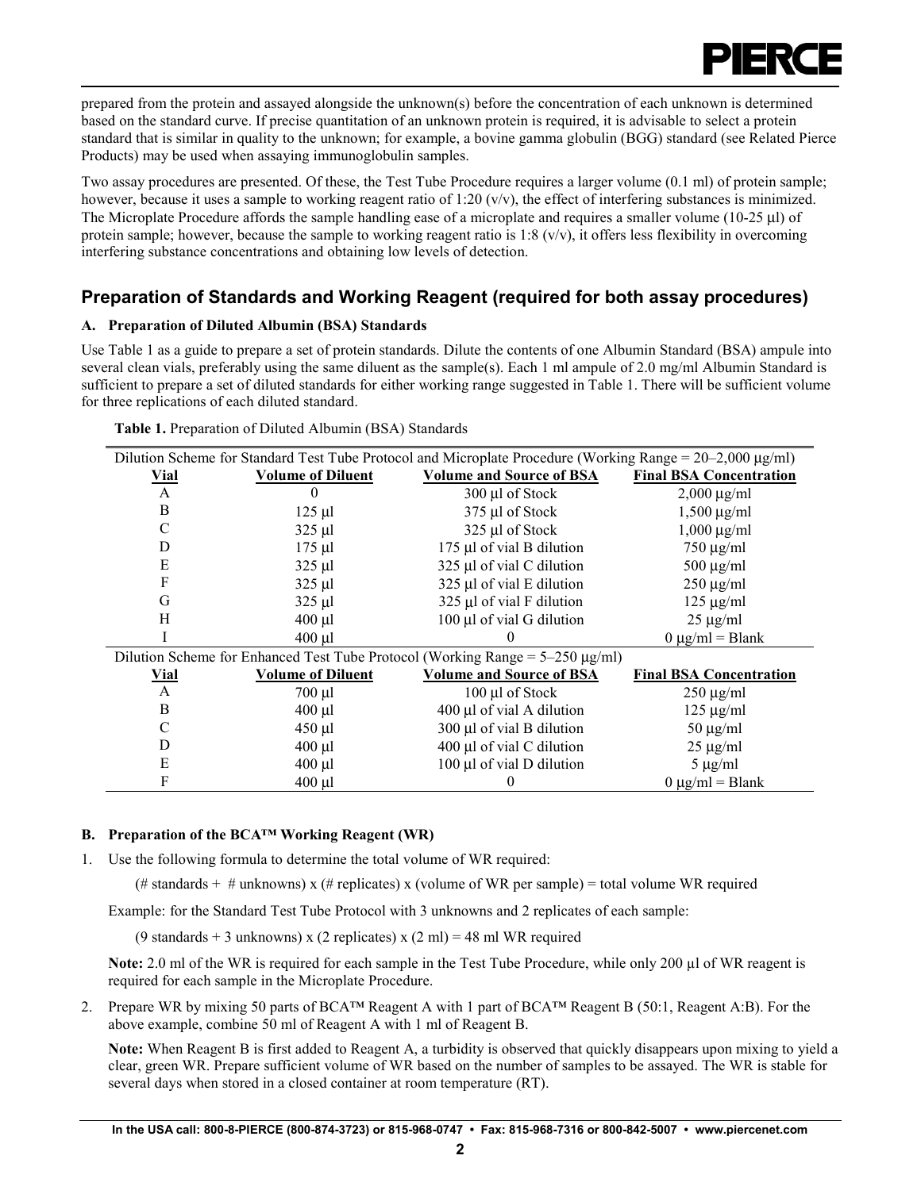prepared from the protein and assayed alongside the unknown(s) before the concentration of each unknown is determined based on the standard curve. If precise quantitation of an unknown protein is required, it is advisable to select a protein standard that is similar in quality to the unknown; for example, a bovine gamma globulin (BGG) standard (see Related Pierce Products) may be used when assaying immunoglobulin samples.

Two assay procedures are presented. Of these, the Test Tube Procedure requires a larger volume (0.1 ml) of protein sample; however, because it uses a sample to working reagent ratio of 1:20 (v/v), the effect of interfering substances is minimized. The Microplate Procedure affords the sample handling ease of a microplate and requires a smaller volume (10-25 µl) of protein sample; however, because the sample to working reagent ratio is 1:8 (v/v), it offers less flexibility in overcoming interfering substance concentrations and obtaining low levels of detection.

## Preparation of Standards and Working Reagent (required for both assay procedures)

### A. Preparation of Diluted Albumin (BSA) Standards

Use Table 1 as a guide to prepare a set of protein standards. Dilute the contents of one Albumin Standard (BSA) ampule into several clean vials, preferably using the same diluent as the sample(s). Each 1 ml ampule of 2.0 mg/ml Albumin Standard is sufficient to prepare a set of diluted standards for either working range suggested in Table 1. There will be sufficient volume for three replications of each diluted standard.

**Table 1.** Preparation of Diluted Albumin (BSA) Standards

| Dilution Scheme for Standard Test Tube Protocol and Microplate Procedure (Working Range = 20–2,000 µg/ml) | | | |
|---|---|---|---|
| **Vial** | **Volume of Diluent** | **Volume and Source of BSA** | **Final BSA Concentration** |
| A | 0 | 300 µl of Stock | 2,000 µg/ml |
| B | 125 µl | 375 µl of Stock | 1,500 µg/ml |
| C | 325 µl | 325 µl of Stock | 1,000 µg/ml |
| D | 175 µl | 175 µl of vial B dilution | 750 µg/ml |
| E | 325 µl | 325 µl of vial C dilution | 500 µg/ml |
| F | 325 µl | 325 µl of vial E dilution | 250 µg/ml |
| G | 325 µl | 325 µl of vial F dilution | 125 µg/ml |
| H | 400 µl | 100 µl of vial G dilution | 25 µg/ml |
| I | 400 µl | 0 | 0 µg/ml = Blank |
| **Dilution Scheme for Enhanced Test Tube Protocol (Working Range = 5–250 µg/ml)** | | | |
| **Vial** | **Volume of Diluent** | **Volume and Source of BSA** | **Final BSA Concentration** |
| A | 700 µl | 100 µl of Stock | 250 µg/ml |
| B | 400 µl | 400 µl of vial A dilution | 125 µg/ml |
| C | 450 µl | 300 µl of vial B dilution | 50 µg/ml |
| D | 400 µl | 400 µl of vial C dilution | 25 µg/ml |
| E | 400 µl | 100 µl of vial D dilution | 5 µg/ml |
| F | 400 µl | 0 | 0 µg/ml = Blank |

### B. Preparation of the BCA™ Working Reagent (WR)

1. Use the following formula to determine the total volume of WR required:

   (# standards + # unknowns) x (# replicates) x (volume of WR per sample) = total volume WR required

   Example: for the Standard Test Tube Protocol with 3 unknowns and 2 replicates of each sample:

   (9 standards + 3 unknowns) x (2 replicates) x (2 ml) = 48 ml WR required

   **Note:** 2.0 ml of the WR is required for each sample in the Test Tube Procedure, while only 200 µl of WR reagent is required for each sample in the Microplate Procedure.

2. Prepare WR by mixing 50 parts of BCA™ Reagent A with 1 part of BCA™ Reagent B (50:1, Reagent A:B). For the above example, combine 50 ml of Reagent A with 1 ml of Reagent B.

   **Note:** When Reagent B is first added to Reagent A, a turbidity is observed that quickly disappears upon mixing to yield a clear, green WR. Prepare sufficient volume of WR based on the number of samples to be assayed. The WR is stable for several days when stored in a closed container at room temperature (RT).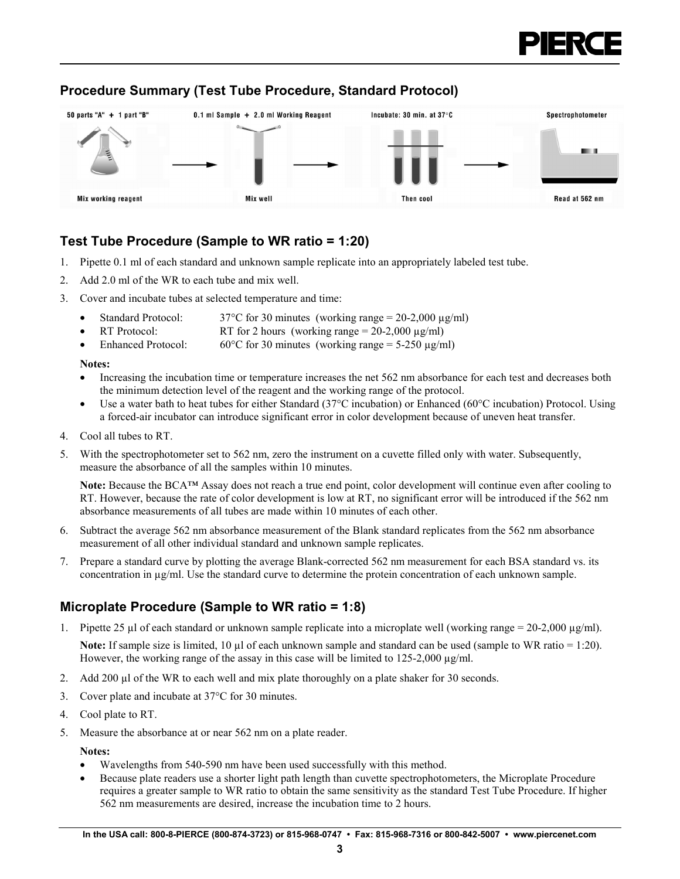## Procedure Summary (Test Tube Procedure, Standard Protocol)

50 parts "A" + 1 part "B" → 0.1 ml Sample + 2.0 ml Working Reagent → Incubate: 30 min. at 37°C → Spectrophotometer

Mix working reagent → Mix well → Then cool → Read at 562 nm

## Test Tube Procedure (Sample to WR ratio = 1:20)

1. Pipette 0.1 ml of each standard and unknown sample replicate into an appropriately labeled test tube.
2. Add 2.0 ml of the WR to each tube and mix well.
3. Cover and incubate tubes at selected temperature and time:
   - Standard Protocol: 37°C for 30 minutes (working range = 20-2,000 µg/ml)
   - RT Protocol: RT for 2 hours (working range = 20-2,000 µg/ml)
   - Enhanced Protocol: 60°C for 30 minutes (working range = 5-250 µg/ml)

   **Notes:**
   - Increasing the incubation time or temperature increases the net 562 nm absorbance for each test and decreases both the minimum detection level of the reagent and the working range of the protocol.
   - Use a water bath to heat tubes for either Standard (37°C incubation) or Enhanced (60°C incubation) Protocol. Using a forced-air incubator can introduce significant error in color development because of uneven heat transfer.
4. Cool all tubes to RT.
5. With the spectrophotometer set to 562 nm, zero the instrument on a cuvette filled only with water. Subsequently, measure the absorbance of all the samples within 10 minutes.

   **Note:** Because the BCA™ Assay does not reach a true end point, color development will continue even after cooling to RT. However, because the rate of color development is low at RT, no significant error will be introduced if the 562 nm absorbance measurements of all tubes are made within 10 minutes of each other.
6. Subtract the average 562 nm absorbance measurement of the Blank standard replicates from the 562 nm absorbance measurement of all other individual standard and unknown sample replicates.
7. Prepare a standard curve by plotting the average Blank-corrected 562 nm measurement for each BSA standard vs. its concentration in µg/ml. Use the standard curve to determine the protein concentration of each unknown sample.

## Microplate Procedure (Sample to WR ratio = 1:8)

1. Pipette 25 µl of each standard or unknown sample replicate into a microplate well (working range = 20-2,000 µg/ml).

   **Note:** If sample size is limited, 10 µl of each unknown sample and standard can be used (sample to WR ratio = 1:20). However, the working range of the assay in this case will be limited to 125-2,000 µg/ml.
2. Add 200 µl of the WR to each well and mix plate thoroughly on a plate shaker for 30 seconds.
3. Cover plate and incubate at 37°C for 30 minutes.
4. Cool plate to RT.
5. Measure the absorbance at or near 562 nm on a plate reader.

   **Notes:**
   - Wavelengths from 540-590 nm have been used successfully with this method.
   - Because plate readers use a shorter light path length than cuvette spectrophotometers, the Microplate Procedure requires a greater sample to WR ratio to obtain the same sensitivity as the standard Test Tube Procedure. If higher 562 nm measurements are desired, increase the incubation time to 2 hours.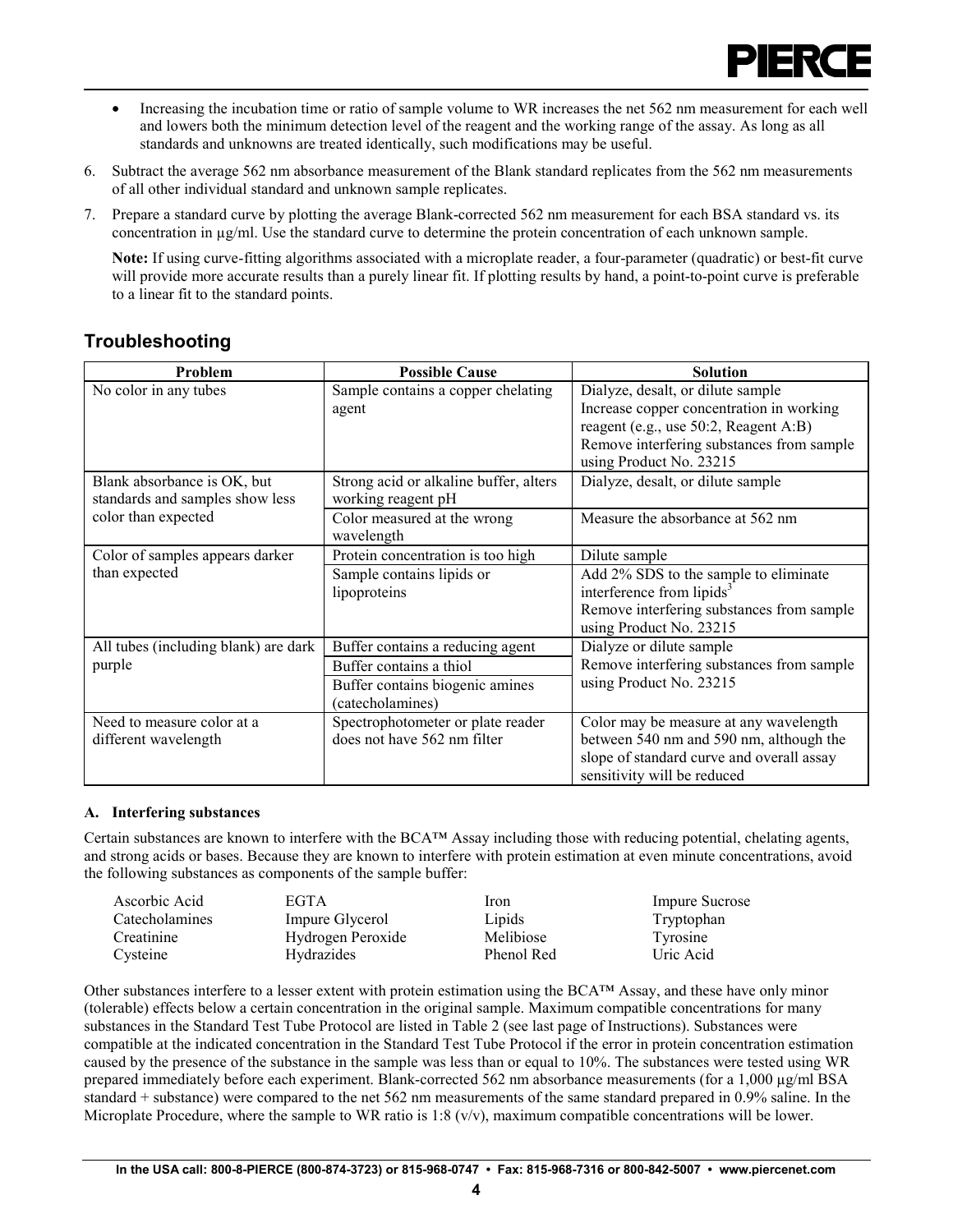- Increasing the incubation time or ratio of sample volume to WR increases the net 562 nm measurement for each well and lowers both the minimum detection level of the reagent and the working range of the assay. As long as all standards and unknowns are treated identically, such modifications may be useful.

6. Subtract the average 562 nm absorbance measurement of the Blank standard replicates from the 562 nm measurements of all other individual standard and unknown sample replicates.
7. Prepare a standard curve by plotting the average Blank-corrected 562 nm measurement for each BSA standard vs. its concentration in µg/ml. Use the standard curve to determine the protein concentration of each unknown sample.

   **Note:** If using curve-fitting algorithms associated with a microplate reader, a four-parameter (quadratic) or best-fit curve will provide more accurate results than a purely linear fit. If plotting results by hand, a point-to-point curve is preferable to a linear fit to the standard points.

## Troubleshooting

| Problem | Possible Cause | Solution |
|---|---|---|
| No color in any tubes | Sample contains a copper chelating agent | Dialyze, desalt, or dilute sample<br>Increase copper concentration in working reagent (e.g., use 50:2, Reagent A:B)<br>Remove interfering substances from sample using Product No. 23215 |
| Blank absorbance is OK, but standards and samples show less color than expected | Strong acid or alkaline buffer, alters working reagent pH | Dialyze, desalt, or dilute sample |
| | Color measured at the wrong wavelength | Measure the absorbance at 562 nm |
| Color of samples appears darker than expected | Protein concentration is too high | Dilute sample |
| | Sample contains lipids or lipoproteins | Add 2% SDS to the sample to eliminate interference from lipids[3]<br>Remove interfering substances from sample using Product No. 23215 |
| All tubes (including blank) are dark purple | Buffer contains a reducing agent | Dialyze or dilute sample<br>Remove interfering substances from sample using Product No. 23215 |
| | Buffer contains a thiol | |
| | Buffer contains biogenic amines (catecholamines) | |
| Need to measure color at a different wavelength | Spectrophotometer or plate reader does not have 562 nm filter | Color may be measure at any wavelength between 540 nm and 590 nm, although the slope of standard curve and overall assay sensitivity will be reduced |

### A. Interfering substances

Certain substances are known to interfere with the BCA™ Assay including those with reducing potential, chelating agents, and strong acids or bases. Because they are known to interfere with protein estimation at even minute concentrations, avoid the following substances as components of the sample buffer:

| | | | |
|---|---|---|---|
| Ascorbic Acid | EGTA | Iron | Impure Sucrose |
| Catecholamines | Impure Glycerol | Lipids | Tryptophan |
| Creatinine | Hydrogen Peroxide | Melibiose | Tyrosine |
| Cysteine | Hydrazides | Phenol Red | Uric Acid |

Other substances interfere to a lesser extent with protein estimation using the BCA™ Assay, and these have only minor (tolerable) effects below a certain concentration in the original sample. Maximum compatible concentrations for many substances in the Standard Test Tube Protocol are listed in Table 2 (see last page of Instructions). Substances were compatible at the indicated concentration in the Standard Test Tube Protocol if the error in protein concentration estimation caused by the presence of the substance in the sample was less than or equal to 10%. The substances were tested using WR prepared immediately before each experiment. Blank-corrected 562 nm absorbance measurements (for a 1,000 µg/ml BSA standard + substance) were compared to the net 562 nm measurements of the same standard prepared in 0.9% saline. In the Microplate Procedure, where the sample to WR ratio is 1:8 (v/v), maximum compatible concentrations will be lower.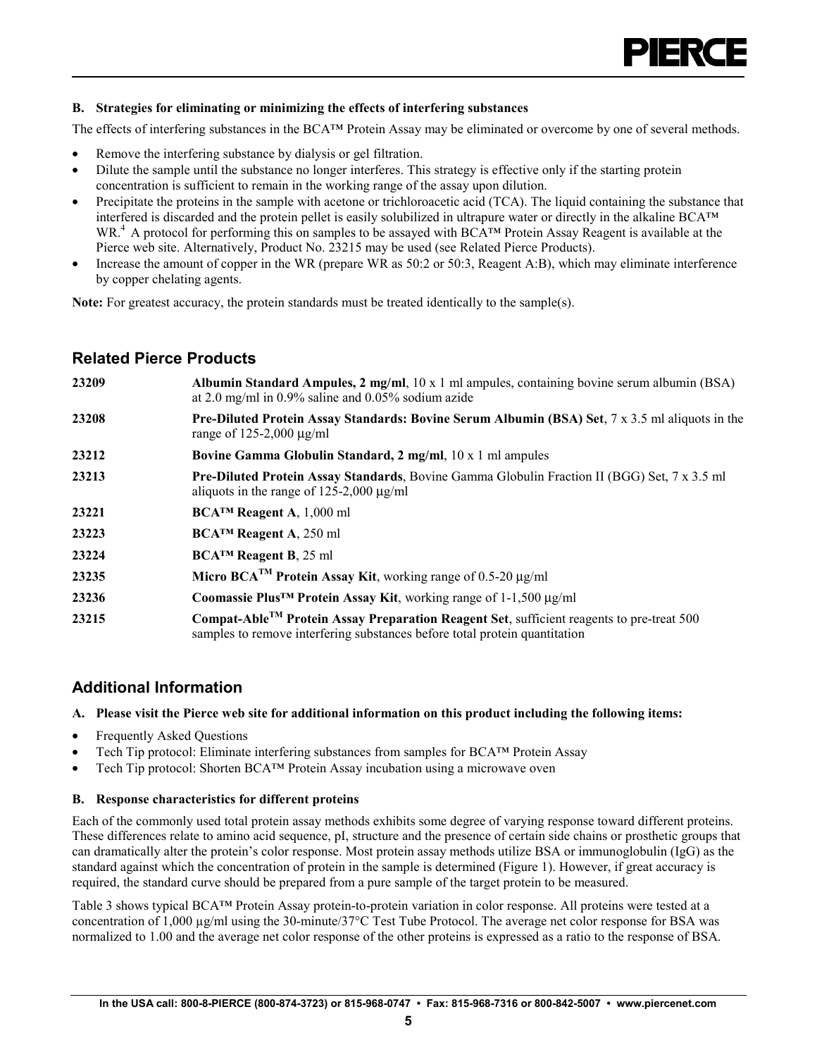**B. Strategies for eliminating or minimizing the effects of interfering substances**

The effects of interfering substances in the BCA™ Protein Assay may be eliminated or overcome by one of several methods.

- Remove the interfering substance by dialysis or gel filtration.
- Dilute the sample until the substance no longer interferes. This strategy is effective only if the starting protein concentration is sufficient to remain in the working range of the assay upon dilution.
- Precipitate the proteins in the sample with acetone or trichloroacetic acid (TCA). The liquid containing the substance that interfered is discarded and the protein pellet is easily solubilized in ultrapure water or directly in the alkaline BCA™ WR.[4] A protocol for performing this on samples to be assayed with BCA™ Protein Assay Reagent is available at the Pierce web site. Alternatively, Product No. 23215 may be used (see Related Pierce Products).
- Increase the amount of copper in the WR (prepare WR as 50:2 or 50:3, Reagent A:B), which may eliminate interference by copper chelating agents.

**Note:** For greatest accuracy, the protein standards must be treated identically to the sample(s).

## Related Pierce Products

| | |
|---|---|
| 23209 | **Albumin Standard Ampules, 2 mg/ml**, 10 x 1 ml ampules, containing bovine serum albumin (BSA) at 2.0 mg/ml in 0.9% saline and 0.05% sodium azide |
| 23208 | **Pre-Diluted Protein Assay Standards: Bovine Serum Albumin (BSA) Set**, 7 x 3.5 ml aliquots in the range of 125-2,000 µg/ml |
| 23212 | **Bovine Gamma Globulin Standard, 2 mg/ml**, 10 x 1 ml ampules |
| 23213 | **Pre-Diluted Protein Assay Standards**, Bovine Gamma Globulin Fraction II (BGG) Set, 7 x 3.5 ml aliquots in the range of 125-2,000 µg/ml |
| 23221 | **BCA™ Reagent A**, 1,000 ml |
| 23223 | **BCA™ Reagent A**, 250 ml |
| 23224 | **BCA™ Reagent B**, 25 ml |
| 23235 | **Micro BCA™ Protein Assay Kit**, working range of 0.5-20 µg/ml |
| 23236 | **Coomassie Plus™ Protein Assay Kit**, working range of 1-1,500 µg/ml |
| 23215 | **Compat-Able™ Protein Assay Preparation Reagent Set**, sufficient reagents to pre-treat 500 samples to remove interfering substances before total protein quantitation |

## Additional Information

**A. Please visit the Pierce web site for additional information on this product including the following items:**

- Frequently Asked Questions
- Tech Tip protocol: Eliminate interfering substances from samples for BCA™ Protein Assay
- Tech Tip protocol: Shorten BCA™ Protein Assay incubation using a microwave oven

**B. Response characteristics for different proteins**

Each of the commonly used total protein assay methods exhibits some degree of varying response toward different proteins. These differences relate to amino acid sequence, pI, structure and the presence of certain side chains or prosthetic groups that can dramatically alter the protein's color response. Most protein assay methods utilize BSA or immunoglobulin (IgG) as the standard against which the concentration of protein in the sample is determined (Figure 1). However, if great accuracy is required, the standard curve should be prepared from a pure sample of the target protein to be measured.

Table 3 shows typical BCA™ Protein Assay protein-to-protein variation in color response. All proteins were tested at a concentration of 1,000 µg/ml using the 30-minute/37°C Test Tube Protocol. The average net color response for BSA was normalized to 1.00 and the average net color response of the other proteins is expressed as a ratio to the response of BSA.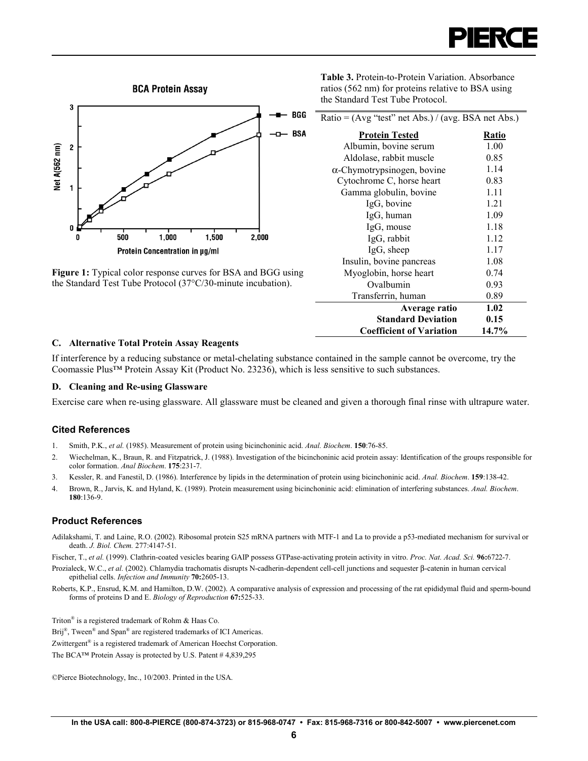**Figure 1:** Typical color response curves for BSA and BGG using the Standard Test Tube Protocol (37°C/30-minute incubation).

**Table 3.** Protein-to-Protein Variation. Absorbance ratios (562 nm) for proteins relative to BSA using the Standard Test Tube Protocol.

Ratio = (Avg "test" net Abs.) / (avg. BSA net Abs.)

| Protein Tested | Ratio |
|---|---|
| Albumin, bovine serum | 1.00 |
| Aldolase, rabbit muscle | 0.85 |
| α-Chymotrypsinogen, bovine | 1.14 |
| Cytochrome C, horse heart | 0.83 |
| Gamma globulin, bovine | 1.11 |
| IgG, bovine | 1.21 |
| IgG, human | 1.09 |
| IgG, mouse | 1.18 |
| IgG, rabbit | 1.12 |
| IgG, sheep | 1.17 |
| Insulin, bovine pancreas | 1.08 |
| Myoglobin, horse heart | 0.74 |
| Ovalbumin | 0.93 |
| Transferrin, human | 0.89 |
| **Average ratio** | **1.02** |
| **Standard Deviation** | **0.15** |
| **Coefficient of Variation** | **14.7%** |

### C. Alternative Total Protein Assay Reagents

If interference by a reducing substance or metal-chelating substance contained in the sample cannot be overcome, try the Coomassie Plus™ Protein Assay Kit (Product No. 23236), which is less sensitive to such substances.

### D. Cleaning and Re-using Glassware

Exercise care when re-using glassware. All glassware must be cleaned and given a thorough final rinse with ultrapure water.

## Cited References

1. Smith, P.K., *et al.* (1985). Measurement of protein using bicinchoninic acid. *Anal. Biochem*. **150**:76-85.
2. Wiechelman, K., Braun, R. and Fitzpatrick, J. (1988). Investigation of the bicinchoninic acid protein assay: Identification of the groups responsible for color formation. *Anal Biochem*. **175**:231-7.
3. Kessler, R. and Fanestil, D. (1986). Interference by lipids in the determination of protein using bicinchoninic acid. *Anal. Biochem*. **159**:138-42.
4. Brown, R., Jarvis, K. and Hyland, K. (1989). Protein measurement using bicinchoninic acid: elimination of interfering substances. *Anal. Biochem*. **180**:136-9.

## Product References

Adilakshami, T. and Laine, R.O. (2002). Ribosomal protein S25 mRNA partners with MTF-1 and La to provide a p53-mediated mechanism for survival or death. *J. Biol. Chem.* 277:4147-51.

Fischer, T., *et al.* (1999). Clathrin-coated vesicles bearing GAIP possess GTPase-activating protein activity in vitro. *Proc. Nat. Acad. Sci.* **96:**6722-7.

Prozialeck, W.C., *et al.* (2002). Chlamydia trachomatis disrupts N-cadherin-dependent cell-cell junctions and sequester β-catenin in human cervical epithelial cells. *Infection and Immunity* **70:**2605-13.

Roberts, K.P., Ensrud, K.M. and Hamilton, D.W. (2002). A comparative analysis of expression and processing of the rat epididymal fluid and sperm-bound forms of proteins D and E. *Biology of Reproduction* **67:**525-33.

Triton® is a registered trademark of Rohm & Haas Co.

Brij®, Tween® and Span® are registered trademarks of ICI Americas.

Zwittergent® is a registered trademark of American Hoechst Corporation.

The BCA™ Protein Assay is protected by U.S. Patent # 4,839,295

©Pierce Biotechnology, Inc., 10/2003. Printed in the USA.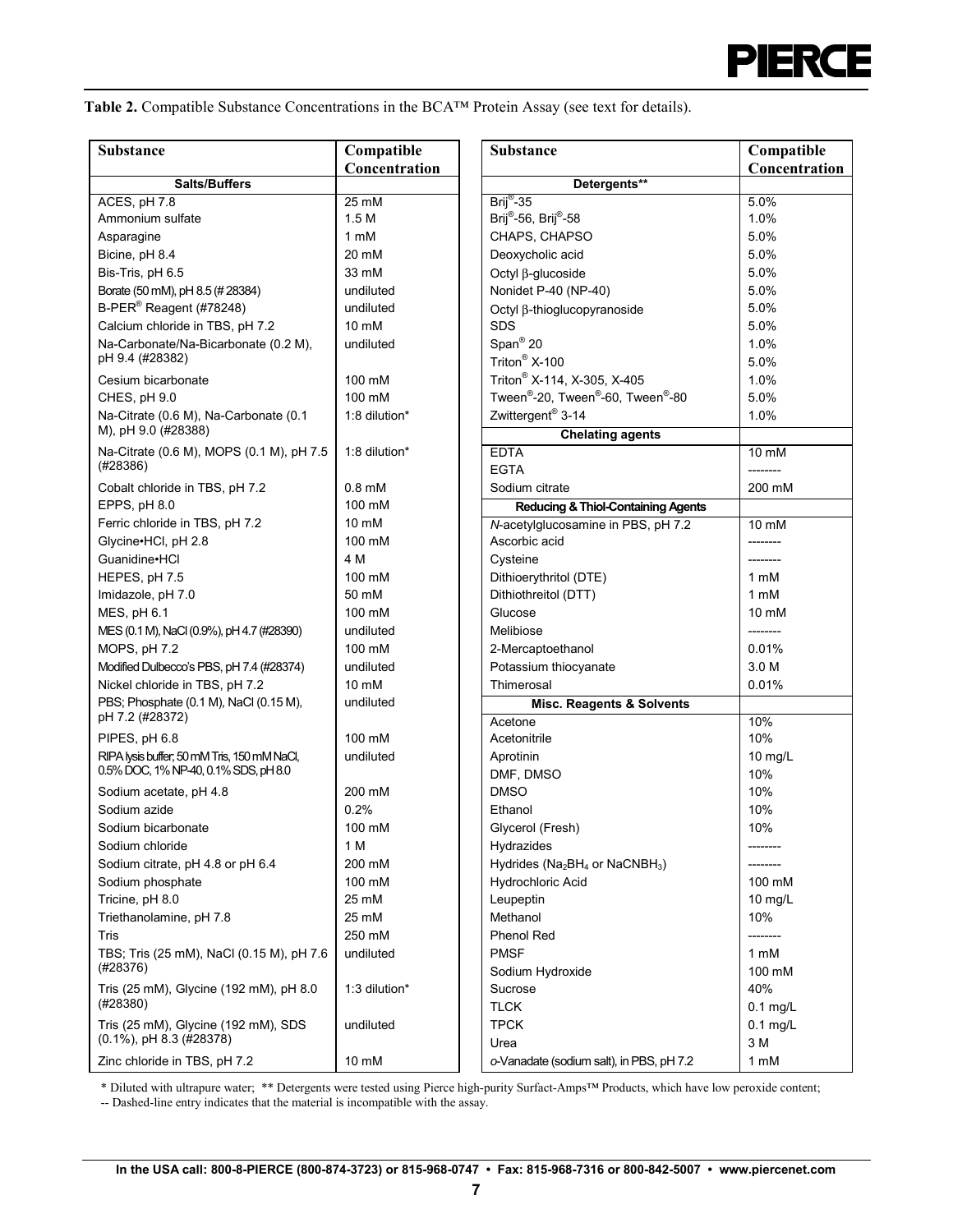**Table 2.** Compatible Substance Concentrations in the BCA™ Protein Assay (see text for details).

| Substance | Compatible Concentration |
|---|---|
| **Salts/Buffers** | |
| ACES, pH 7.8 | 25 mM |
| Ammonium sulfate | 1.5 M |
| Asparagine | 1 mM |
| Bicine, pH 8.4 | 20 mM |
| Bis-Tris, pH 6.5 | 33 mM |
| Borate (50 mM), pH 8.5 (# 28384) | undiluted |
| B-PER® Reagent (#78248) | undiluted |
| Calcium chloride in TBS, pH 7.2 | 10 mM |
| Na-Carbonate/Na-Bicarbonate (0.2 M), pH 9.4 (#28382) | undiluted |
| Cesium bicarbonate | 100 mM |
| CHES, pH 9.0 | 100 mM |
| Na-Citrate (0.6 M), Na-Carbonate (0.1 M), pH 9.0 (#28388) | 1:8 dilution* |
| Na-Citrate (0.6 M), MOPS (0.1 M), pH 7.5 (#28386) | 1:8 dilution* |
| Cobalt chloride in TBS, pH 7.2 | 0.8 mM |
| EPPS, pH 8.0 | 100 mM |
| Ferric chloride in TBS, pH 7.2 | 10 mM |
| Glycine•HCl, pH 2.8 | 100 mM |
| Guanidine•HCl | 4 M |
| HEPES, pH 7.5 | 100 mM |
| Imidazole, pH 7.0 | 50 mM |
| MES, pH 6.1 | 100 mM |
| MES (0.1 M), NaCl (0.9%), pH 4.7 (#28390) | undiluted |
| MOPS, pH 7.2 | 100 mM |
| Modified Dulbecco's PBS, pH 7.4 (#28374) | undiluted |
| Nickel chloride in TBS, pH 7.2 | 10 mM |
| PBS; Phosphate (0.1 M), NaCl (0.15 M), pH 7.2 (#28372) | undiluted |
| PIPES, pH 6.8 | 100 mM |
| RIPA lysis buffer; 50 mM Tris, 150 mM NaCl, 0.5% DOC, 1% NP-40, 0.1% SDS, pH 8.0 | undiluted |
| Sodium acetate, pH 4.8 | 200 mM |
| Sodium azide | 0.2% |
| Sodium bicarbonate | 100 mM |
| Sodium chloride | 1 M |
| Sodium citrate, pH 4.8 or pH 6.4 | 200 mM |
| Sodium phosphate | 100 mM |
| Tricine, pH 8.0 | 25 mM |
| Triethanolamine, pH 7.8 | 25 mM |
| Tris | 250 mM |
| TBS; Tris (25 mM), NaCl (0.15 M), pH 7.6 (#28376) | undiluted |
| Tris (25 mM), Glycine (192 mM), pH 8.0 (#28380) | 1:3 dilution* |
| Tris (25 mM), Glycine (192 mM), SDS (0.1%), pH 8.3 (#28378) | undiluted |
| Zinc chloride in TBS, pH 7.2 | 10 mM |

| Substance | Compatible Concentration |
|---|---|
| **Detergents**** | |
| Brij®-35 | 5.0% |
| Brij®-56, Brij®-58 | 1.0% |
| CHAPS, CHAPSO | 5.0% |
| Deoxycholic acid | 5.0% |
| Octyl β-glucoside | 5.0% |
| Nonidet P-40 (NP-40) | 5.0% |
| Octyl β-thioglucopyranoside | 5.0% |
| SDS | 5.0% |
| Span® 20 | 1.0% |
| Triton® X-100 | 5.0% |
| Triton® X-114, X-305, X-405 | 1.0% |
| Tween®-20, Tween®-60, Tween®-80 | 5.0% |
| Zwittergent® 3-14 | 1.0% |
| **Chelating agents** | |
| EDTA | 10 mM |
| EGTA | -------- |
| Sodium citrate | 200 mM |
| **Reducing & Thiol-Containing Agents** | |
| *N*-acetylglucosamine in PBS, pH 7.2 | 10 mM |
| Ascorbic acid | -------- |
| Cysteine | -------- |
| Dithioerythritol (DTE) | 1 mM |
| Dithiothreitol (DTT) | 1 mM |
| Glucose | 10 mM |
| Melibiose | -------- |
| 2-Mercaptoethanol | 0.01% |
| Potassium thiocyanate | 3.0 M |
| Thimerosal | 0.01% |
| **Misc. Reagents & Solvents** | |
| Acetone | 10% |
| Acetonitrile | 10% |
| Aprotinin | 10 mg/L |
| DMF, DMSO | 10% |
| DMSO | 10% |
| Ethanol | 10% |
| Glycerol (Fresh) | 10% |
| Hydrazides | -------- |
| Hydrides ($Na_2BH_4$ or $NaCNBH_3$) | -------- |
| Hydrochloric Acid | 100 mM |
| Leupeptin | 10 mg/L |
| Methanol | 10% |
| Phenol Red | -------- |
| PMSF | 1 mM |
| Sodium Hydroxide | 100 mM |
| Sucrose | 40% |
| TLCK | 0.1 mg/L |
| TPCK | 0.1 mg/L |
| Urea | 3 M |
| *o*-Vanadate (sodium salt), in PBS, pH 7.2 | 1 mM |

\* Diluted with ultrapure water; ** Detergents were tested using Pierce high-purity Surfact-Amps™ Products, which have low peroxide content;
-- Dashed-line entry indicates that the material is incompatible with the assay.